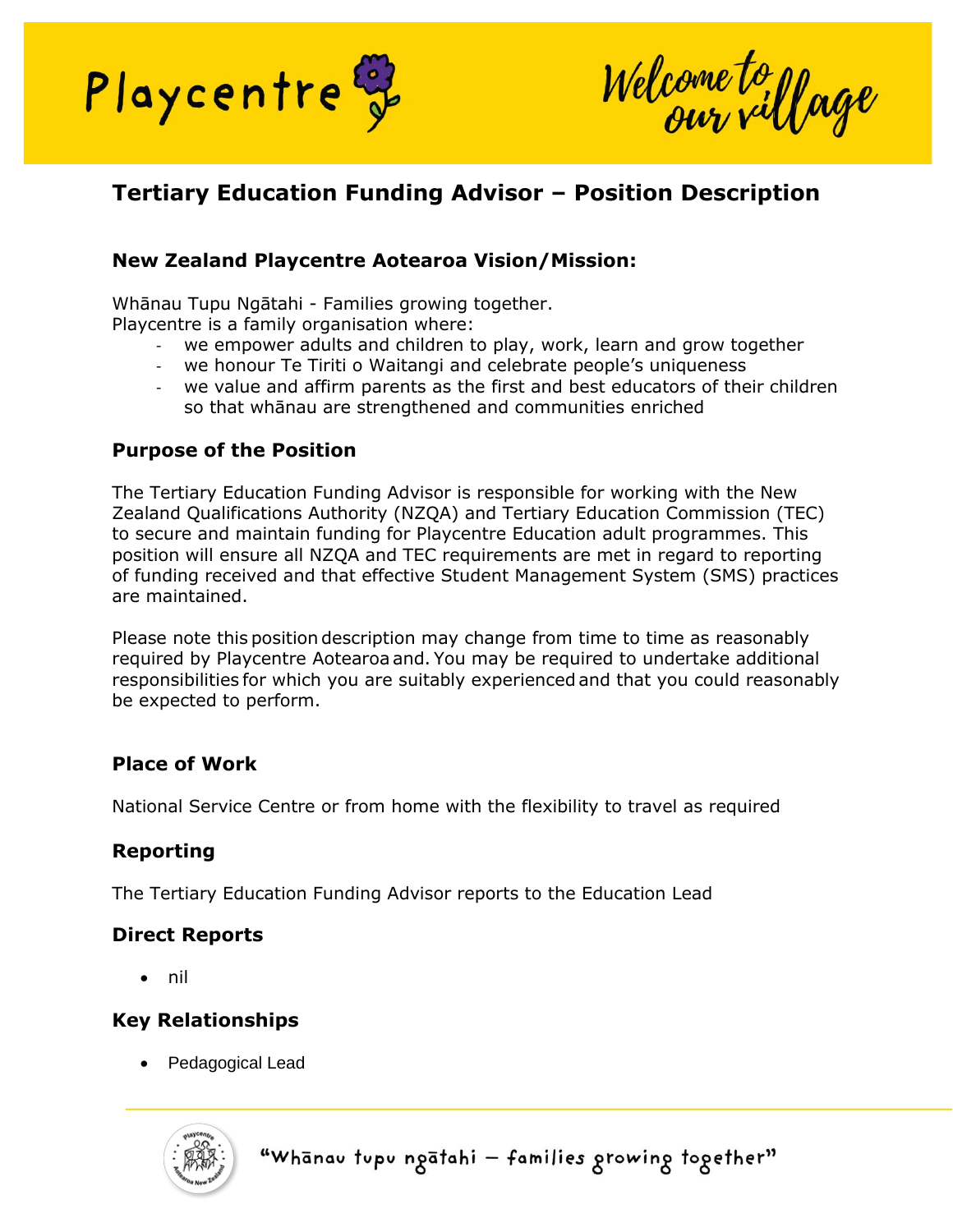# Tertiary Education Funding Advisor – Position Description

## New Zealand Playcentre Aotearoa Vision/Mission:

Whānau Tupu Ngātahi - Families growing together.
Playcentre is a family organisation where:

- we empower adults and children to play, work, learn and grow together
- we honour Te Tiriti o Waitangi and celebrate people's uniqueness
- we value and affirm parents as the first and best educators of their children so that whānau are strengthened and communities enriched

## Purpose of the Position

The Tertiary Education Funding Advisor is responsible for working with the New Zealand Qualifications Authority (NZQA) and Tertiary Education Commission (TEC) to secure and maintain funding for Playcentre Education adult programmes. This position will ensure all NZQA and TEC requirements are met in regard to reporting of funding received and that effective Student Management System (SMS) practices are maintained.

Please note this position description may change from time to time as reasonably required by Playcentre Aotearoa and. You may be required to undertake additional responsibilities for which you are suitably experienced and that you could reasonably be expected to perform.

## Place of Work

National Service Centre or from home with the flexibility to travel as required

## Reporting

The Tertiary Education Funding Advisor reports to the Education Lead

## Direct Reports

- nil

## Key Relationships

- Pedagogical Lead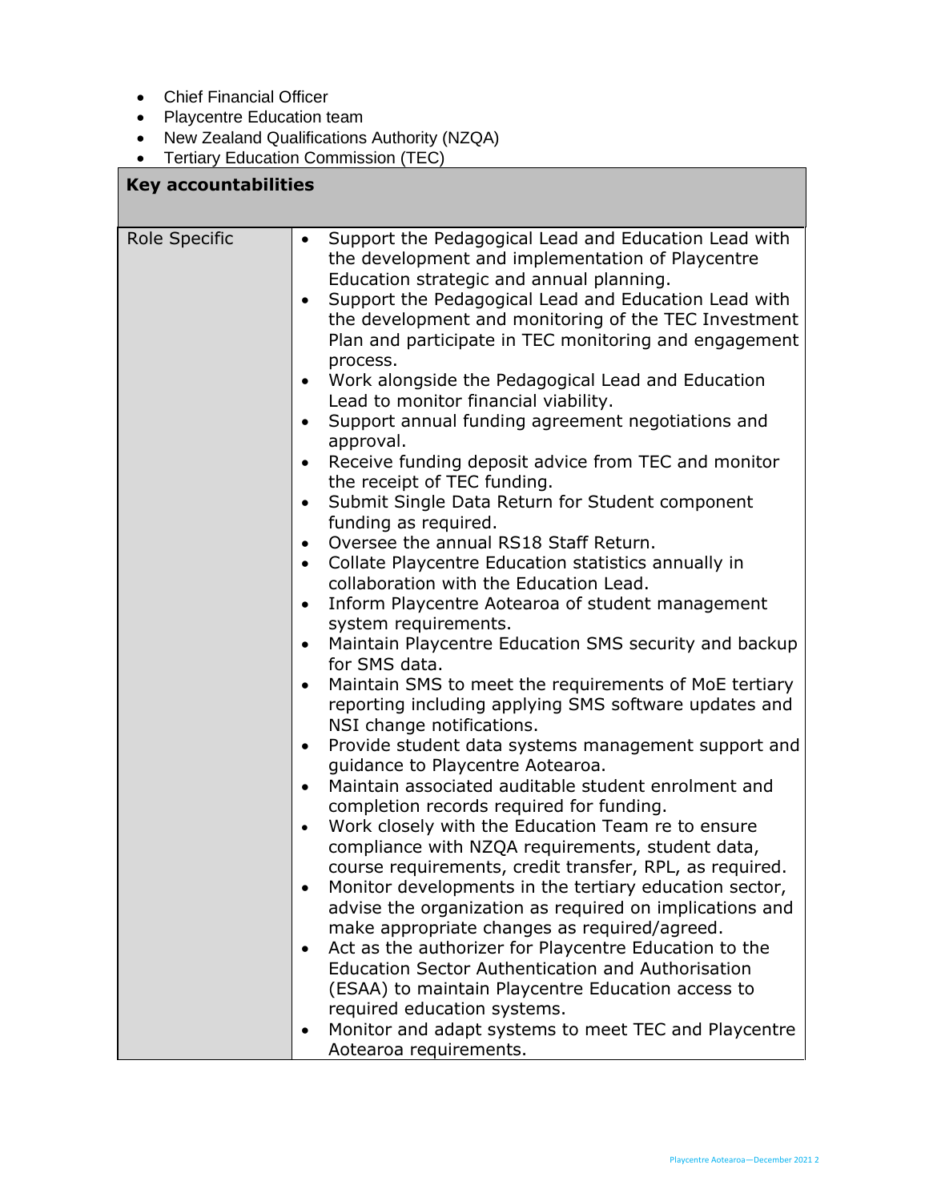- Chief Financial Officer
- Playcentre Education team
- New Zealand Qualifications Authority (NZQA)
- Tertiary Education Commission (TEC)

| **Key accountabilities** | |
|---|---|
| Role Specific | • Support the Pedagogical Lead and Education Lead with the development and implementation of Playcentre Education strategic and annual planning.<br>• Support the Pedagogical Lead and Education Lead with the development and monitoring of the TEC Investment Plan and participate in TEC monitoring and engagement process.<br>• Work alongside the Pedagogical Lead and Education Lead to monitor financial viability.<br>• Support annual funding agreement negotiations and approval.<br>• Receive funding deposit advice from TEC and monitor the receipt of TEC funding.<br>• Submit Single Data Return for Student component funding as required.<br>• Oversee the annual RS18 Staff Return.<br>• Collate Playcentre Education statistics annually in collaboration with the Education Lead.<br>• Inform Playcentre Aotearoa of student management system requirements.<br>• Maintain Playcentre Education SMS security and backup for SMS data.<br>• Maintain SMS to meet the requirements of MoE tertiary reporting including applying SMS software updates and NSI change notifications.<br>• Provide student data systems management support and guidance to Playcentre Aotearoa.<br>• Maintain associated auditable student enrolment and completion records required for funding.<br>• Work closely with the Education Team re to ensure compliance with NZQA requirements, student data, course requirements, credit transfer, RPL, as required.<br>• Monitor developments in the tertiary education sector, advise the organization as required on implications and make appropriate changes as required/agreed.<br>• Act as the authorizer for Playcentre Education to the Education Sector Authentication and Authorisation (ESAA) to maintain Playcentre Education access to required education systems.<br>• Monitor and adapt systems to meet TEC and Playcentre Aotearoa requirements. |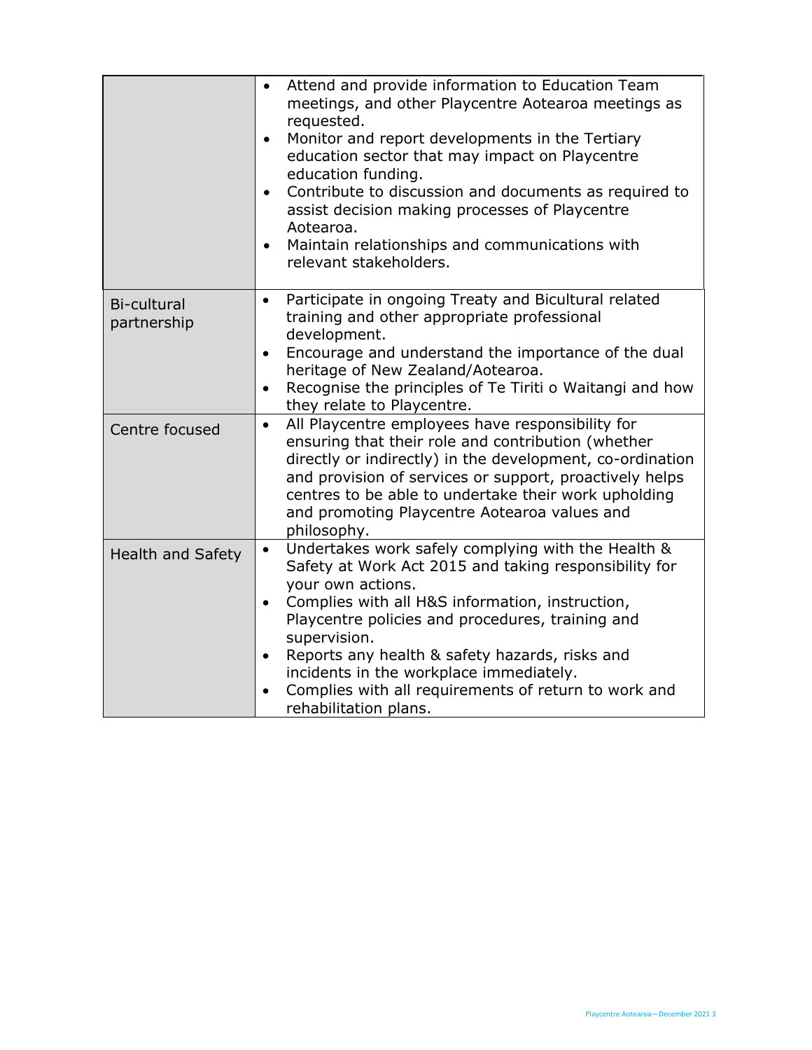| | |
|---|---|
| | • Attend and provide information to Education Team meetings, and other Playcentre Aotearoa meetings as requested.<br>• Monitor and report developments in the Tertiary education sector that may impact on Playcentre education funding.<br>• Contribute to discussion and documents as required to assist decision making processes of Playcentre Aotearoa.<br>• Maintain relationships and communications with relevant stakeholders. |
| Bi-cultural partnership | • Participate in ongoing Treaty and Bicultural related training and other appropriate professional development.<br>• Encourage and understand the importance of the dual heritage of New Zealand/Aotearoa.<br>• Recognise the principles of Te Tiriti o Waitangi and how they relate to Playcentre. |
| Centre focused | • All Playcentre employees have responsibility for ensuring that their role and contribution (whether directly or indirectly) in the development, co-ordination and provision of services or support, proactively helps centres to be able to undertake their work upholding and promoting Playcentre Aotearoa values and philosophy. |
| Health and Safety | • Undertakes work safely complying with the Health & Safety at Work Act 2015 and taking responsibility for your own actions.<br>• Complies with all H&S information, instruction, Playcentre policies and procedures, training and supervision.<br>• Reports any health & safety hazards, risks and incidents in the workplace immediately.<br>• Complies with all requirements of return to work and rehabilitation plans. |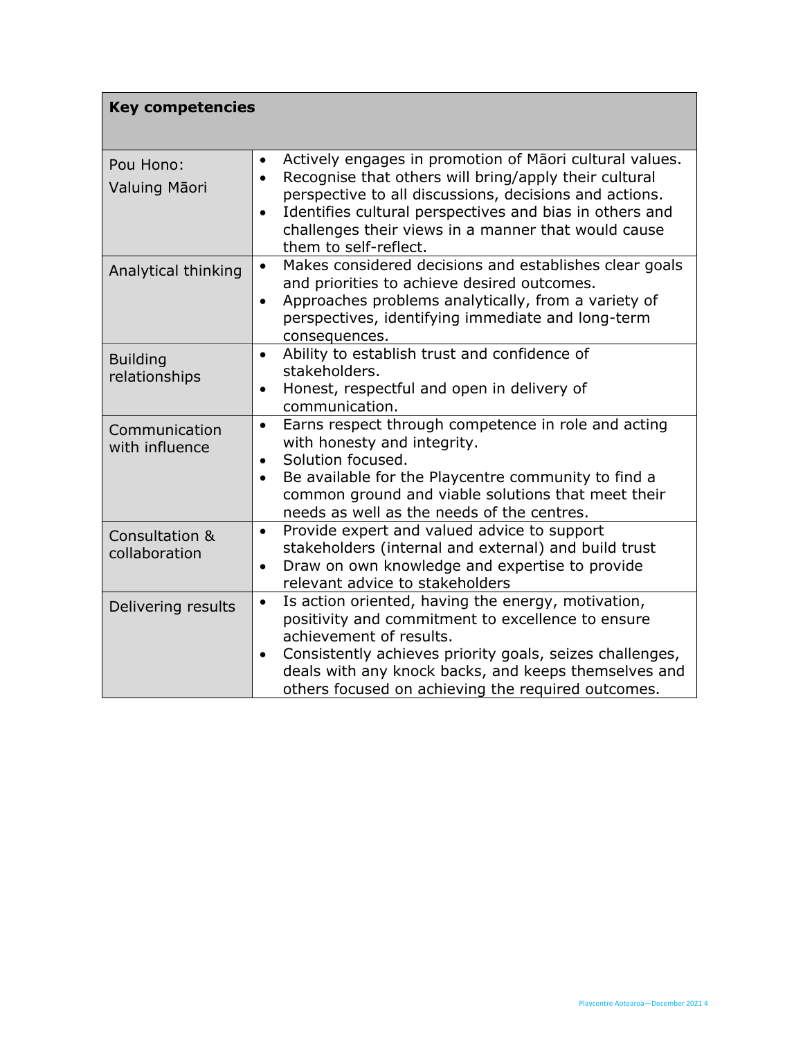| Key competencies | |
|---|---|
| Pou Hono: Valuing Māori | • Actively engages in promotion of Māori cultural values.<br>• Recognise that others will bring/apply their cultural perspective to all discussions, decisions and actions.<br>• Identifies cultural perspectives and bias in others and challenges their views in a manner that would cause them to self-reflect. |
| Analytical thinking | • Makes considered decisions and establishes clear goals and priorities to achieve desired outcomes.<br>• Approaches problems analytically, from a variety of perspectives, identifying immediate and long-term consequences. |
| Building relationships | • Ability to establish trust and confidence of stakeholders.<br>• Honest, respectful and open in delivery of communication. |
| Communication with influence | • Earns respect through competence in role and acting with honesty and integrity.<br>• Solution focused.<br>• Be available for the Playcentre community to find a common ground and viable solutions that meet their needs as well as the needs of the centres. |
| Consultation & collaboration | • Provide expert and valued advice to support stakeholders (internal and external) and build trust<br>• Draw on own knowledge and expertise to provide relevant advice to stakeholders |
| Delivering results | • Is action oriented, having the energy, motivation, positivity and commitment to excellence to ensure achievement of results.<br>• Consistently achieves priority goals, seizes challenges, deals with any knock backs, and keeps themselves and others focused on achieving the required outcomes. |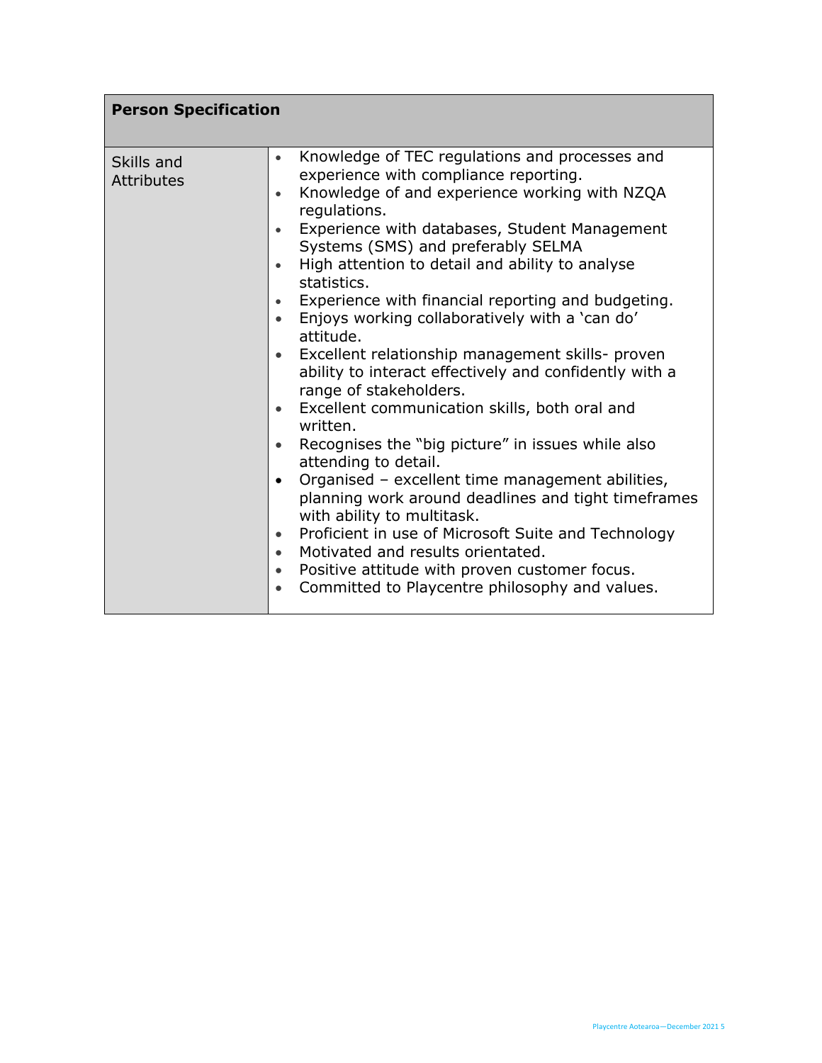| Person Specification | |
|---|---|
| Skills and Attributes | • Knowledge of TEC regulations and processes and experience with compliance reporting.<br>• Knowledge of and experience working with NZQA regulations.<br>• Experience with databases, Student Management Systems (SMS) and preferably SELMA<br>• High attention to detail and ability to analyse statistics.<br>• Experience with financial reporting and budgeting.<br>• Enjoys working collaboratively with a 'can do' attitude.<br>• Excellent relationship management skills- proven ability to interact effectively and confidently with a range of stakeholders.<br>• Excellent communication skills, both oral and written.<br>• Recognises the "big picture" in issues while also attending to detail.<br>• Organised – excellent time management abilities, planning work around deadlines and tight timeframes with ability to multitask.<br>• Proficient in use of Microsoft Suite and Technology<br>• Motivated and results orientated.<br>• Positive attitude with proven customer focus.<br>• Committed to Playcentre philosophy and values. |